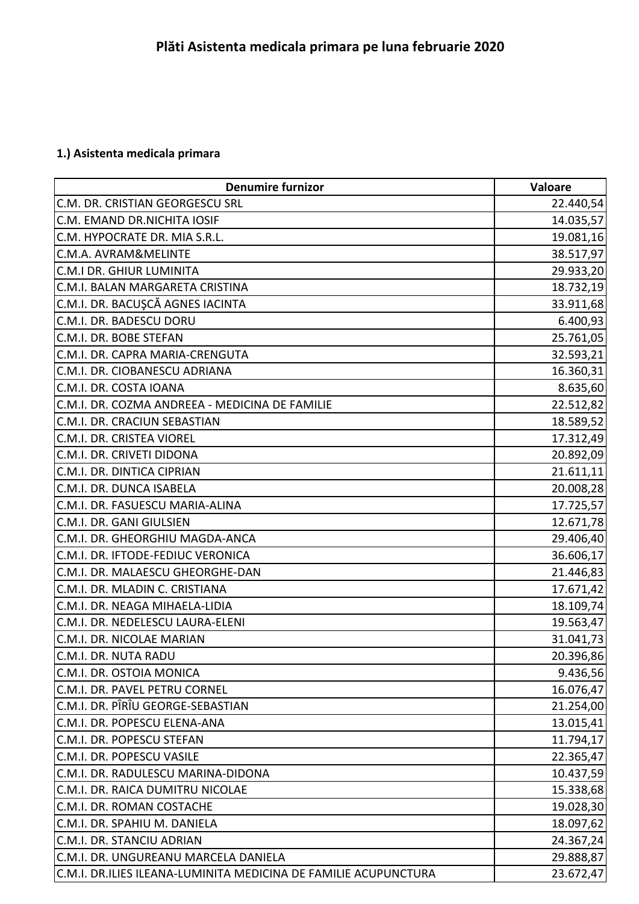# Plăti Asistenta medicala primara pe luna februarie 2020

### 1.) Asistenta medicala primara

| Denumire furnizor | Valoare |
|---|---:|
| C.M. DR. CRISTIAN GEORGESCU SRL | 22.440,54 |
| C.M. EMAND DR.NICHITA IOSIF | 14.035,57 |
| C.M. HYPOCRATE DR. MIA S.R.L. | 19.081,16 |
| C.M.A. AVRAM&MELINTE | 38.517,97 |
| C.M.I DR. GHIUR LUMINITA | 29.933,20 |
| C.M.I. BALAN MARGARETA CRISTINA | 18.732,19 |
| C.M.I. DR. BACUŞCĂ AGNES IACINTA | 33.911,68 |
| C.M.I. DR. BADESCU DORU | 6.400,93 |
| C.M.I. DR. BOBE STEFAN | 25.761,05 |
| C.M.I. DR. CAPRA MARIA-CRENGUTA | 32.593,21 |
| C.M.I. DR. CIOBANESCU ADRIANA | 16.360,31 |
| C.M.I. DR. COSTA IOANA | 8.635,60 |
| C.M.I. DR. COZMA ANDREEA - MEDICINA DE FAMILIE | 22.512,82 |
| C.M.I. DR. CRACIUN SEBASTIAN | 18.589,52 |
| C.M.I. DR. CRISTEA VIOREL | 17.312,49 |
| C.M.I. DR. CRIVETI DIDONA | 20.892,09 |
| C.M.I. DR. DINTICA CIPRIAN | 21.611,11 |
| C.M.I. DR. DUNCA ISABELA | 20.008,28 |
| C.M.I. DR. FASUESCU MARIA-ALINA | 17.725,57 |
| C.M.I. DR. GANI GIULSIEN | 12.671,78 |
| C.M.I. DR. GHEORGHIU MAGDA-ANCA | 29.406,40 |
| C.M.I. DR. IFTODE-FEDIUC VERONICA | 36.606,17 |
| C.M.I. DR. MALAESCU GHEORGHE-DAN | 21.446,83 |
| C.M.I. DR. MLADIN C. CRISTIANA | 17.671,42 |
| C.M.I. DR. NEAGA MIHAELA-LIDIA | 18.109,74 |
| C.M.I. DR. NEDELESCU LAURA-ELENI | 19.563,47 |
| C.M.I. DR. NICOLAE MARIAN | 31.041,73 |
| C.M.I. DR. NUTA RADU | 20.396,86 |
| C.M.I. DR. OSTOIA MONICA | 9.436,56 |
| C.M.I. DR. PAVEL PETRU CORNEL | 16.076,47 |
| C.M.I. DR. PÎRÎU GEORGE-SEBASTIAN | 21.254,00 |
| C.M.I. DR. POPESCU ELENA-ANA | 13.015,41 |
| C.M.I. DR. POPESCU STEFAN | 11.794,17 |
| C.M.I. DR. POPESCU VASILE | 22.365,47 |
| C.M.I. DR. RADULESCU MARINA-DIDONA | 10.437,59 |
| C.M.I. DR. RAICA DUMITRU NICOLAE | 15.338,68 |
| C.M.I. DR. ROMAN COSTACHE | 19.028,30 |
| C.M.I. DR. SPAHIU M. DANIELA | 18.097,62 |
| C.M.I. DR. STANCIU ADRIAN | 24.367,24 |
| C.M.I. DR. UNGUREANU MARCELA DANIELA | 29.888,87 |
| C.M.I. DR.ILIES ILEANA-LUMINITA MEDICINA DE FAMILIE ACUPUNCTURA | 23.672,47 |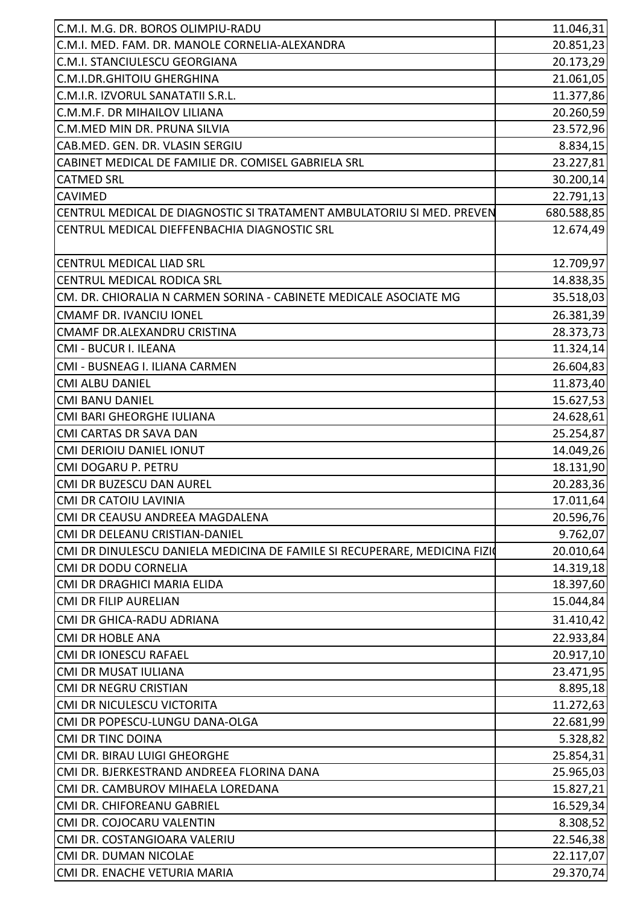| | |
|---|---|
| C.M.I. M.G. DR. BOROS OLIMPIU-RADU | 11.046,31 |
| C.M.I. MED. FAM. DR. MANOLE CORNELIA-ALEXANDRA | 20.851,23 |
| C.M.I. STANCIULESCU GEORGIANA | 20.173,29 |
| C.M.I.DR.GHITOIU GHERGHINA | 21.061,05 |
| C.M.I.R. IZVORUL SANATATII S.R.L. | 11.377,86 |
| C.M.M.F. DR MIHAILOV LILIANA | 20.260,59 |
| C.M.MED MIN DR. PRUNA SILVIA | 23.572,96 |
| CAB.MED. GEN. DR. VLASIN SERGIU | 8.834,15 |
| CABINET MEDICAL DE FAMILIE DR. COMISEL GABRIELA SRL | 23.227,81 |
| CATMED SRL | 30.200,14 |
| CAVIMED | 22.791,13 |
| CENTRUL MEDICAL DE DIAGNOSTIC SI TRATAMENT AMBULATORIU SI MED. PREVEN | 680.588,85 |
| CENTRUL MEDICAL DIEFFENBACHIA DIAGNOSTIC SRL | 12.674,49 |
| CENTRUL MEDICAL LIAD SRL | 12.709,97 |
| CENTRUL MEDICAL RODICA SRL | 14.838,35 |
| CM. DR. CHIORALIA N CARMEN SORINA - CABINETE MEDICALE ASOCIATE MG | 35.518,03 |
| CMAMF DR. IVANCIU IONEL | 26.381,39 |
| CMAMF DR.ALEXANDRU CRISTINA | 28.373,73 |
| CMI - BUCUR I. ILEANA | 11.324,14 |
| CMI - BUSNEAG I. ILIANA CARMEN | 26.604,83 |
| CMI ALBU DANIEL | 11.873,40 |
| CMI BANU DANIEL | 15.627,53 |
| CMI BARI GHEORGHE IULIANA | 24.628,61 |
| CMI CARTAS DR SAVA DAN | 25.254,87 |
| CMI DERIOIU DANIEL IONUT | 14.049,26 |
| CMI DOGARU P. PETRU | 18.131,90 |
| CMI DR BUZESCU DAN AUREL | 20.283,36 |
| CMI DR CATOIU LAVINIA | 17.011,64 |
| CMI DR CEAUSU ANDREEA MAGDALENA | 20.596,76 |
| CMI DR DELEANU CRISTIAN-DANIEL | 9.762,07 |
| CMI DR DINULESCU DANIELA MEDICINA DE FAMILE SI RECUPERARE, MEDICINA FIZI | 20.010,64 |
| CMI DR DODU CORNELIA | 14.319,18 |
| CMI DR DRAGHICI MARIA ELIDA | 18.397,60 |
| CMI DR FILIP AURELIAN | 15.044,84 |
| CMI DR GHICA-RADU ADRIANA | 31.410,42 |
| CMI DR HOBLE ANA | 22.933,84 |
| CMI DR IONESCU RAFAEL | 20.917,10 |
| CMI DR MUSAT IULIANA | 23.471,95 |
| CMI DR NEGRU CRISTIAN | 8.895,18 |
| CMI DR NICULESCU VICTORITA | 11.272,63 |
| CMI DR POPESCU-LUNGU DANA-OLGA | 22.681,99 |
| CMI DR TINC DOINA | 5.328,82 |
| CMI DR. BIRAU LUIGI GHEORGHE | 25.854,31 |
| CMI DR. BJERKESTRAND ANDREEA FLORINA DANA | 25.965,03 |
| CMI DR. CAMBUROV MIHAELA LOREDANA | 15.827,21 |
| CMI DR. CHIFOREANU GABRIEL | 16.529,34 |
| CMI DR. COJOCARU VALENTIN | 8.308,52 |
| CMI DR. COSTANGIOARA VALERIU | 22.546,38 |
| CMI DR. DUMAN NICOLAE | 22.117,07 |
| CMI DR. ENACHE VETURIA MARIA | 29.370,74 |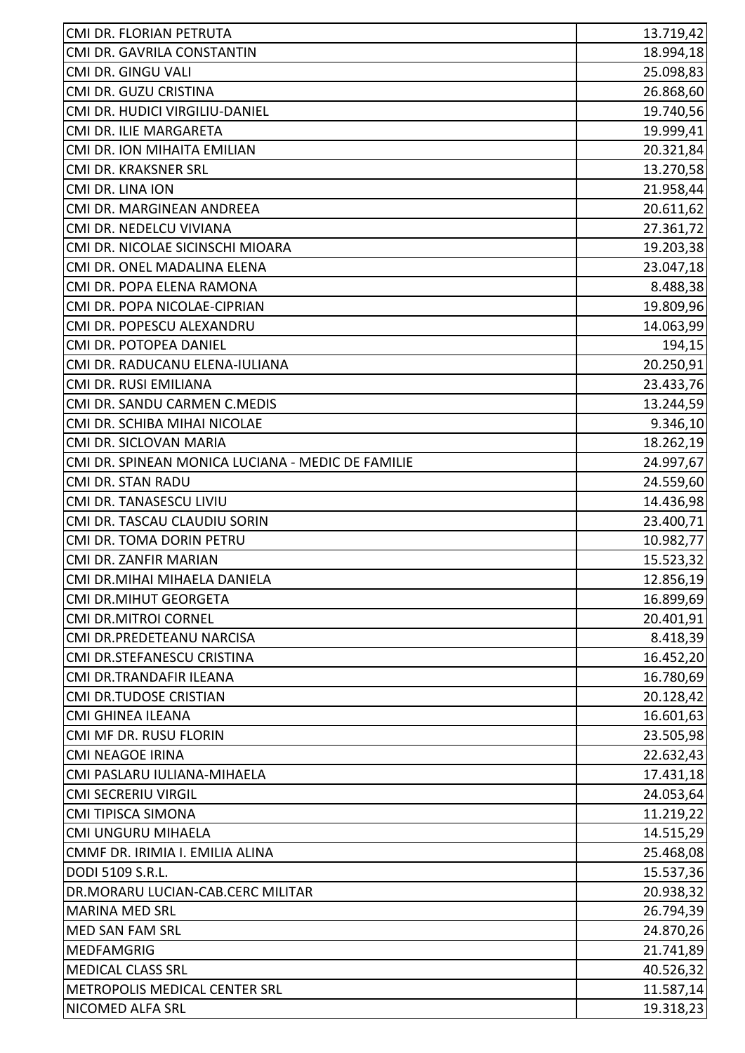| | |
|---|---|
| CMI DR. FLORIAN PETRUTA | 13.719,42 |
| CMI DR. GAVRILA CONSTANTIN | 18.994,18 |
| CMI DR. GINGU VALI | 25.098,83 |
| CMI DR. GUZU CRISTINA | 26.868,60 |
| CMI DR. HUDICI VIRGILIU-DANIEL | 19.740,56 |
| CMI DR. ILIE MARGARETA | 19.999,41 |
| CMI DR. ION MIHAITA EMILIAN | 20.321,84 |
| CMI DR. KRAKSNER SRL | 13.270,58 |
| CMI DR. LINA ION | 21.958,44 |
| CMI DR. MARGINEAN ANDREEA | 20.611,62 |
| CMI DR. NEDELCU VIVIANA | 27.361,72 |
| CMI DR. NICOLAE SICINSCHI MIOARA | 19.203,38 |
| CMI DR. ONEL MADALINA ELENA | 23.047,18 |
| CMI DR. POPA ELENA RAMONA | 8.488,38 |
| CMI DR. POPA NICOLAE-CIPRIAN | 19.809,96 |
| CMI DR. POPESCU ALEXANDRU | 14.063,99 |
| CMI DR. POTOPEA DANIEL | 194,15 |
| CMI DR. RADUCANU ELENA-IULIANA | 20.250,91 |
| CMI DR. RUSI EMILIANA | 23.433,76 |
| CMI DR. SANDU CARMEN C.MEDIS | 13.244,59 |
| CMI DR. SCHIBA MIHAI NICOLAE | 9.346,10 |
| CMI DR. SICLOVAN MARIA | 18.262,19 |
| CMI DR. SPINEAN MONICA LUCIANA - MEDIC DE FAMILIE | 24.997,67 |
| CMI DR. STAN RADU | 24.559,60 |
| CMI DR. TANASESCU LIVIU | 14.436,98 |
| CMI DR. TASCAU CLAUDIU SORIN | 23.400,71 |
| CMI DR. TOMA DORIN PETRU | 10.982,77 |
| CMI DR. ZANFIR MARIAN | 15.523,32 |
| CMI DR.MIHAI MIHAELA DANIELA | 12.856,19 |
| CMI DR.MIHUT GEORGETA | 16.899,69 |
| CMI DR.MITROI CORNEL | 20.401,91 |
| CMI DR.PREDETEANU NARCISA | 8.418,39 |
| CMI DR.STEFANESCU CRISTINA | 16.452,20 |
| CMI DR.TRANDAFIR ILEANA | 16.780,69 |
| CMI DR.TUDOSE CRISTIAN | 20.128,42 |
| CMI GHINEA ILEANA | 16.601,63 |
| CMI MF DR. RUSU FLORIN | 23.505,98 |
| CMI NEAGOE IRINA | 22.632,43 |
| CMI PASLARU IULIANA-MIHAELA | 17.431,18 |
| CMI SECRERIU VIRGIL | 24.053,64 |
| CMI TIPISCA SIMONA | 11.219,22 |
| CMI UNGURU MIHAELA | 14.515,29 |
| CMMF DR. IRIMIA I. EMILIA ALINA | 25.468,08 |
| DODI 5109 S.R.L. | 15.537,36 |
| DR.MORARU LUCIAN-CAB.CERC MILITAR | 20.938,32 |
| MARINA MED SRL | 26.794,39 |
| MED SAN FAM SRL | 24.870,26 |
| MEDFAMGRIG | 21.741,89 |
| MEDICAL CLASS SRL | 40.526,32 |
| METROPOLIS MEDICAL CENTER SRL | 11.587,14 |
| NICOMED ALFA SRL | 19.318,23 |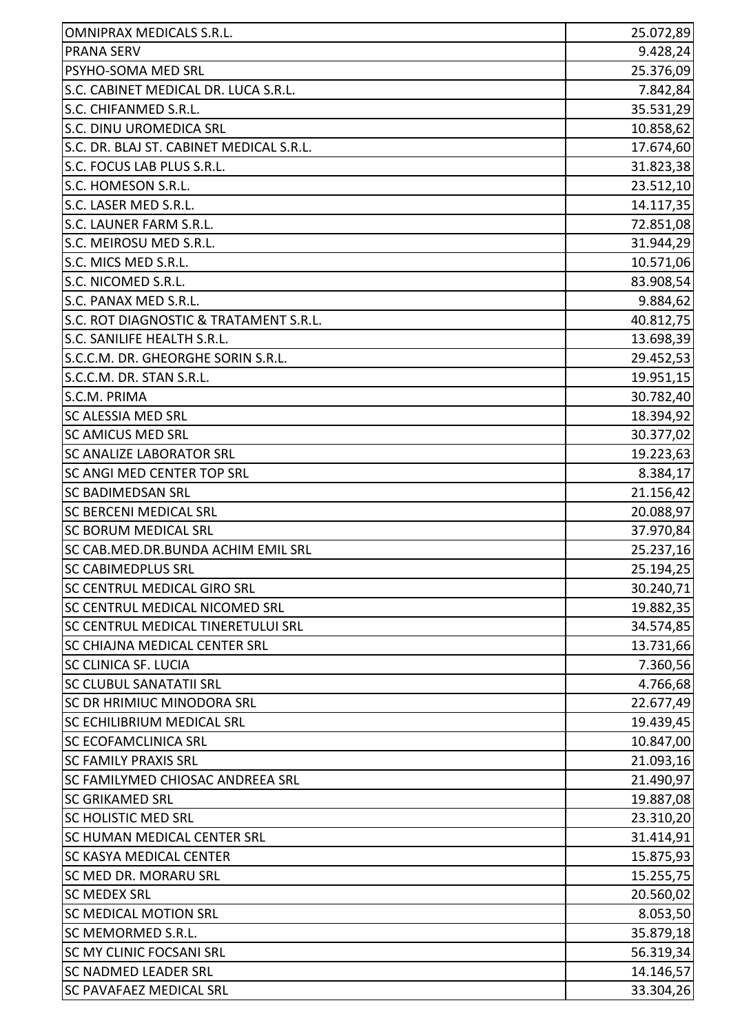| OMNIPRAX MEDICALS S.R.L. | 25.072,89 |
|---|---|
| PRANA SERV | 9.428,24 |
| PSYHO-SOMA MED SRL | 25.376,09 |
| S.C. CABINET MEDICAL DR. LUCA S.R.L. | 7.842,84 |
| S.C. CHIFANMED S.R.L. | 35.531,29 |
| S.C. DINU UROMEDICA SRL | 10.858,62 |
| S.C. DR. BLAJ ST. CABINET MEDICAL S.R.L. | 17.674,60 |
| S.C. FOCUS LAB PLUS S.R.L. | 31.823,38 |
| S.C. HOMESON S.R.L. | 23.512,10 |
| S.C. LASER MED S.R.L. | 14.117,35 |
| S.C. LAUNER FARM S.R.L. | 72.851,08 |
| S.C. MEIROSU MED S.R.L. | 31.944,29 |
| S.C. MICS MED S.R.L. | 10.571,06 |
| S.C. NICOMED S.R.L. | 83.908,54 |
| S.C. PANAX MED S.R.L. | 9.884,62 |
| S.C. ROT DIAGNOSTIC & TRATAMENT S.R.L. | 40.812,75 |
| S.C. SANILIFE HEALTH S.R.L. | 13.698,39 |
| S.C.C.M. DR. GHEORGHE SORIN S.R.L. | 29.452,53 |
| S.C.C.M. DR. STAN S.R.L. | 19.951,15 |
| S.C.M. PRIMA | 30.782,40 |
| SC ALESSIA MED SRL | 18.394,92 |
| SC AMICUS MED SRL | 30.377,02 |
| SC ANALIZE LABORATOR SRL | 19.223,63 |
| SC ANGI MED CENTER TOP SRL | 8.384,17 |
| SC BADIMEDSAN SRL | 21.156,42 |
| SC BERCENI MEDICAL SRL | 20.088,97 |
| SC BORUM MEDICAL SRL | 37.970,84 |
| SC CAB.MED.DR.BUNDA ACHIM EMIL SRL | 25.237,16 |
| SC CABIMEDPLUS SRL | 25.194,25 |
| SC CENTRUL MEDICAL GIRO SRL | 30.240,71 |
| SC CENTRUL MEDICAL NICOMED SRL | 19.882,35 |
| SC CENTRUL MEDICAL TINERETULUI SRL | 34.574,85 |
| SC CHIAJNA MEDICAL CENTER SRL | 13.731,66 |
| SC CLINICA SF. LUCIA | 7.360,56 |
| SC CLUBUL SANATATII SRL | 4.766,68 |
| SC DR HRIMIUC MINODORA SRL | 22.677,49 |
| SC ECHILIBRIUM MEDICAL SRL | 19.439,45 |
| SC ECOFAMCLINICA SRL | 10.847,00 |
| SC FAMILY PRAXIS SRL | 21.093,16 |
| SC FAMILYMED CHIOSAC ANDREEA SRL | 21.490,97 |
| SC GRIKAMED SRL | 19.887,08 |
| SC HOLISTIC MED SRL | 23.310,20 |
| SC HUMAN MEDICAL CENTER SRL | 31.414,91 |
| SC KASYA MEDICAL CENTER | 15.875,93 |
| SC MED DR. MORARU SRL | 15.255,75 |
| SC MEDEX SRL | 20.560,02 |
| SC MEDICAL MOTION SRL | 8.053,50 |
| SC MEMORMED S.R.L. | 35.879,18 |
| SC MY CLINIC FOCSANI SRL | 56.319,34 |
| SC NADMED LEADER SRL | 14.146,57 |
| SC PAVAFAEZ MEDICAL SRL | 33.304,26 |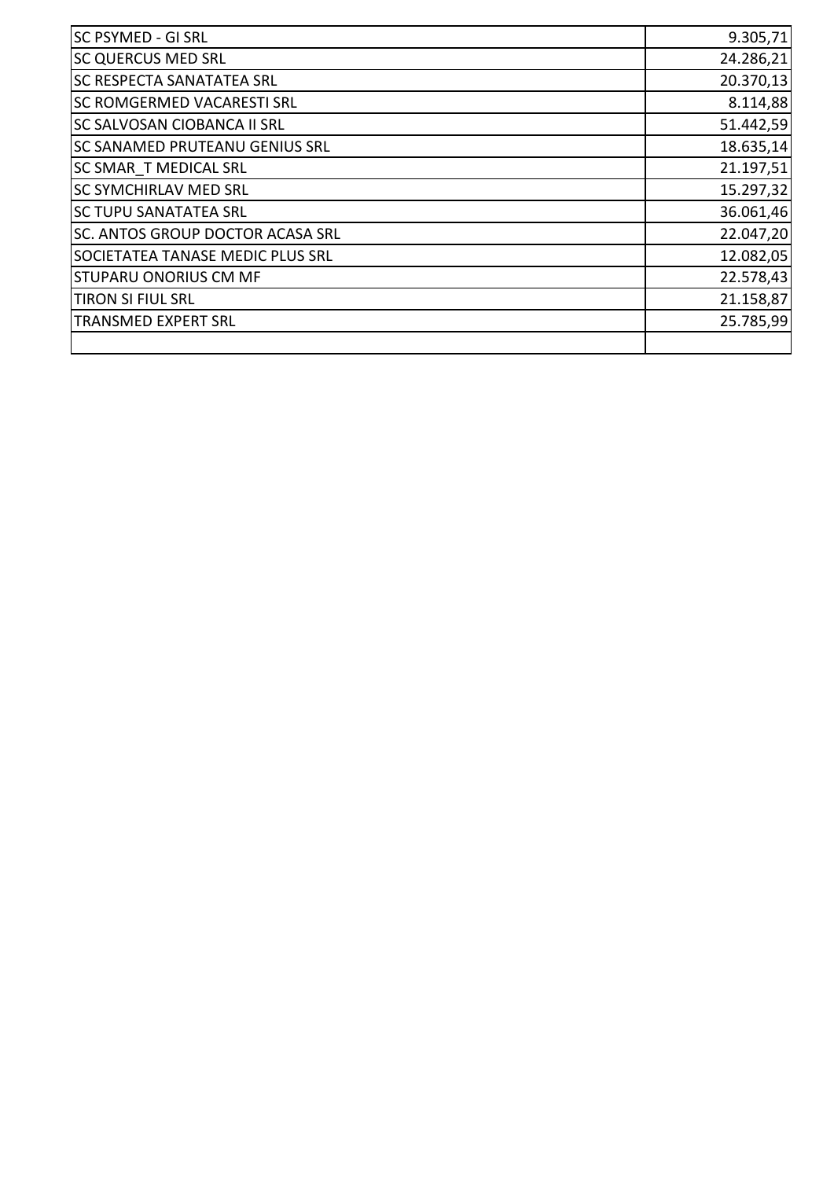| | |
|---|---|
| SC PSYMED - GI SRL | 9.305,71 |
| SC QUERCUS MED SRL | 24.286,21 |
| SC RESPECTA SANATATEA SRL | 20.370,13 |
| SC ROMGERMED VACARESTI SRL | 8.114,88 |
| SC SALVOSAN CIOBANCA II SRL | 51.442,59 |
| SC SANAMED PRUTEANU GENIUS SRL | 18.635,14 |
| SC SMAR_T MEDICAL SRL | 21.197,51 |
| SC SYMCHIRLAV MED SRL | 15.297,32 |
| SC TUPU SANATATEA SRL | 36.061,46 |
| SC. ANTOS GROUP DOCTOR ACASA SRL | 22.047,20 |
| SOCIETATEA TANASE MEDIC PLUS SRL | 12.082,05 |
| STUPARU ONORIUS CM MF | 22.578,43 |
| TIRON SI FIUL SRL | 21.158,87 |
| TRANSMED EXPERT SRL | 25.785,99 |
| | |